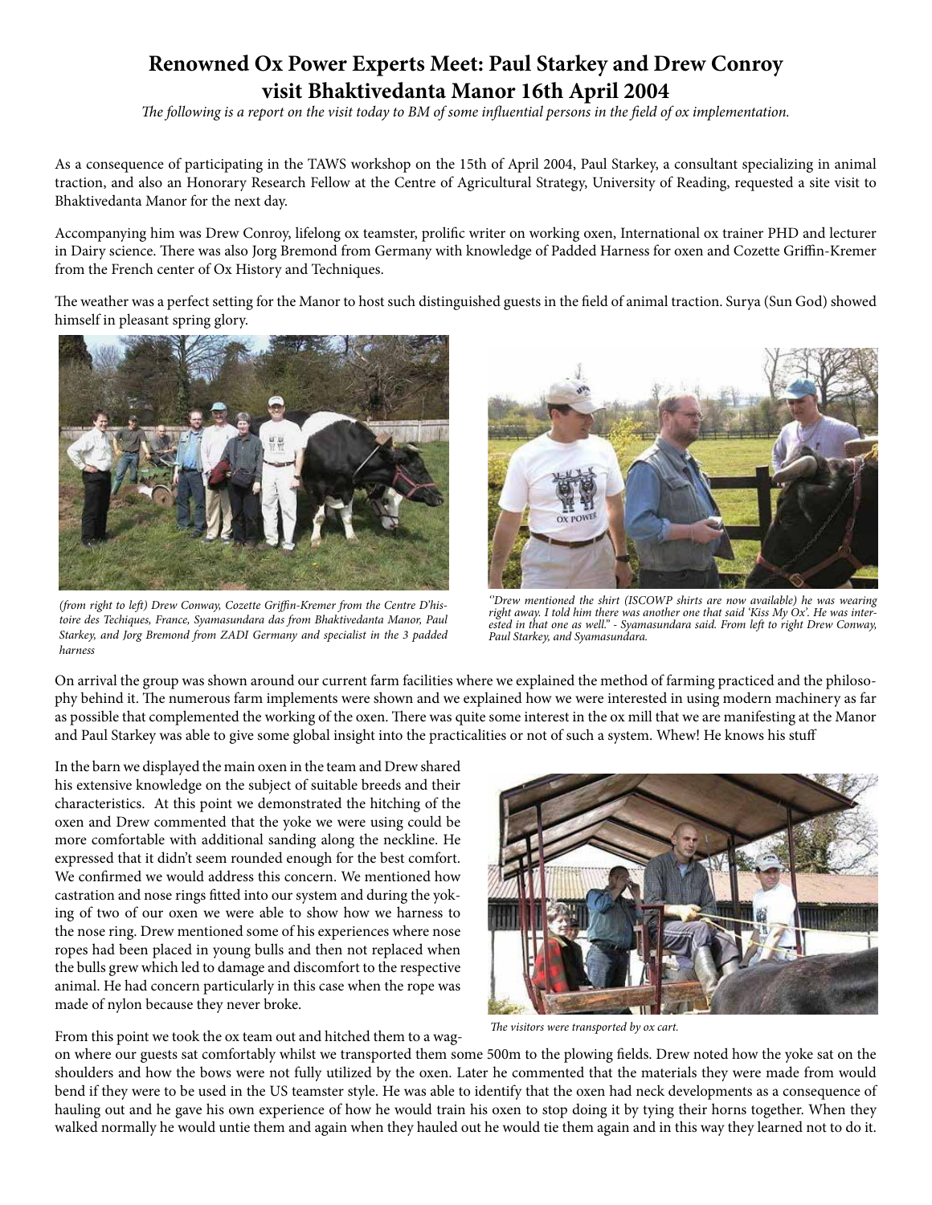# Renowned Ox Power Experts Meet: Paul Starkey and Drew Conroy visit Bhaktivedanta Manor 16th April 2004

*The following is a report on the visit today to BM of some influential persons in the field of ox implementation.*

As a consequence of participating in the TAWS workshop on the 15th of April 2004, Paul Starkey, a consultant specializing in animal traction, and also an Honorary Research Fellow at the Centre of Agricultural Strategy, University of Reading, requested a site visit to Bhaktivedanta Manor for the next day.

Accompanying him was Drew Conroy, lifelong ox teamster, prolific writer on working oxen, International ox trainer PHD and lecturer in Dairy science. There was also Jorg Bremond from Germany with knowledge of Padded Harness for oxen and Cozette Griffin-Kremer from the French center of Ox History and Techniques.

The weather was a perfect setting for the Manor to host such distinguished guests in the field of animal traction. Surya (Sun God) showed himself in pleasant spring glory.

*(from right to left) Drew Conway, Cozette Griffin-Kremer from the Centre D'histoire des Techiques, France, Syamasundara das from Bhaktivedanta Manor, Paul Starkey, and Jorg Bremond from ZADI Germany and specialist in the 3 padded harness*

*''Drew mentioned the shirt (ISCOWP shirts are now available) he was wearing right away. I told him there was another one that said 'Kiss My Ox'. He was interested in that one as well." - Syamasundara said. From left to right Drew Conway, Paul Starkey, and Syamasundara.*

On arrival the group was shown around our current farm facilities where we explained the method of farming practiced and the philosophy behind it. The numerous farm implements were shown and we explained how we were interested in using modern machinery as far as possible that complemented the working of the oxen. There was quite some interest in the ox mill that we are manifesting at the Manor and Paul Starkey was able to give some global insight into the practicalities or not of such a system. Whew! He knows his stuff

In the barn we displayed the main oxen in the team and Drew shared his extensive knowledge on the subject of suitable breeds and their characteristics. At this point we demonstrated the hitching of the oxen and Drew commented that the yoke we were using could be more comfortable with additional sanding along the neckline. He expressed that it didn't seem rounded enough for the best comfort. We confirmed we would address this concern. We mentioned how castration and nose rings fitted into our system and during the yoking of two of our oxen we were able to show how we harness to the nose ring. Drew mentioned some of his experiences where nose ropes had been placed in young bulls and then not replaced when the bulls grew which led to damage and discomfort to the respective animal. He had concern particularly in this case when the rope was made of nylon because they never broke.

*The visitors were transported by ox cart.*

From this point we took the ox team out and hitched them to a wagon where our guests sat comfortably whilst we transported them some 500m to the plowing fields. Drew noted how the yoke sat on the shoulders and how the bows were not fully utilized by the oxen. Later he commented that the materials they were made from would bend if they were to be used in the US teamster style. He was able to identify that the oxen had neck developments as a consequence of hauling out and he gave his own experience of how he would train his oxen to stop doing it by tying their horns together. When they walked normally he would untie them and again when they hauled out he would tie them again and in this way they learned not to do it.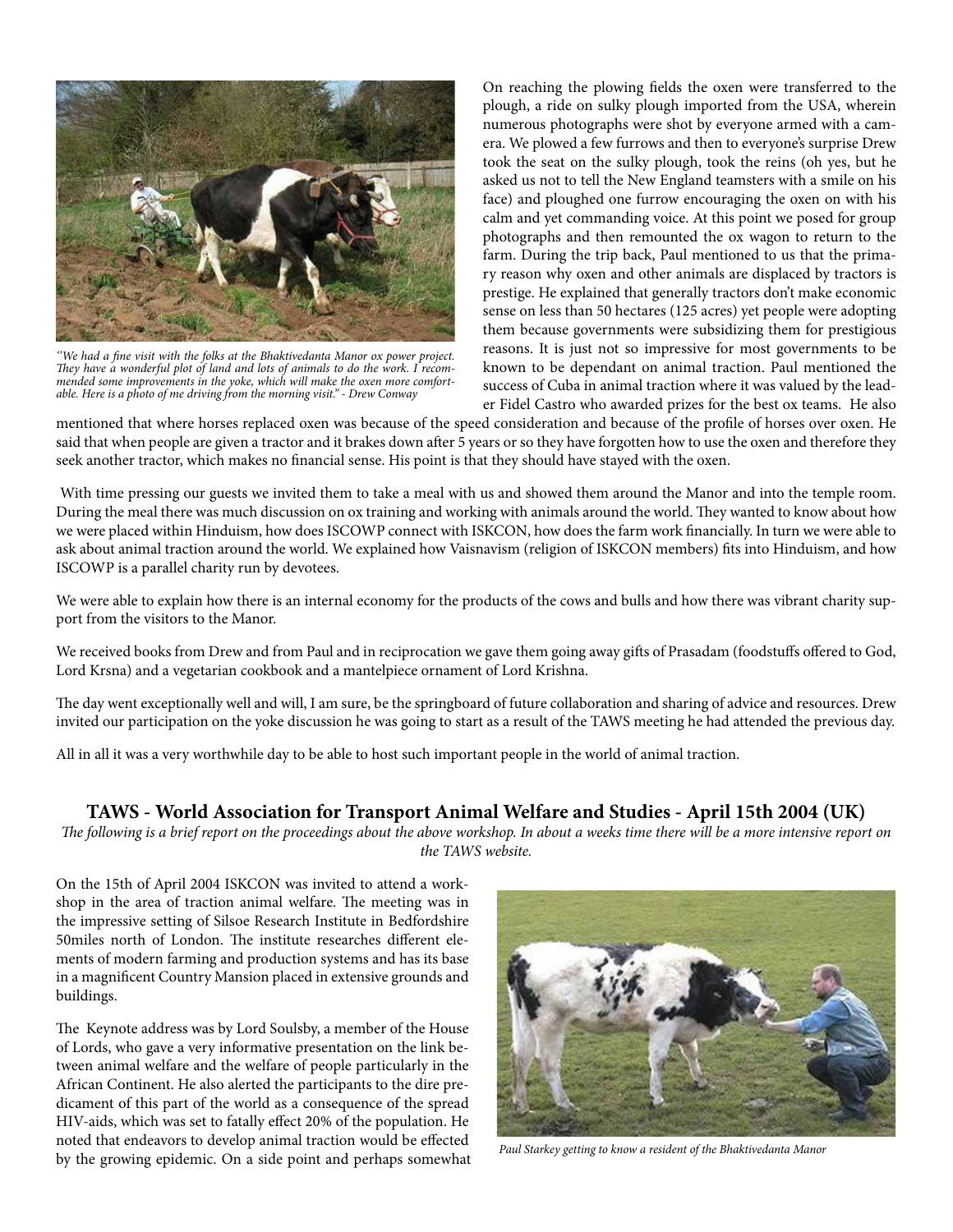*"We had a fine visit with the folks at the Bhaktivedanta Manor ox power project. They have a wonderful plot of land and lots of animals to do the work. I recommended some improvements in the yoke, which will make the oxen more comfortable. Here is a photo of me driving from the morning visit." - Drew Conway*

On reaching the plowing fields the oxen were transferred to the plough, a ride on sulky plough imported from the USA, wherein numerous photographs were shot by everyone armed with a camera. We plowed a few furrows and then to everyone's surprise Drew took the seat on the sulky plough, took the reins (oh yes, but he asked us not to tell the New England teamsters with a smile on his face) and ploughed one furrow encouraging the oxen on with his calm and yet commanding voice. At this point we posed for group photographs and then remounted the ox wagon to return to the farm. During the trip back, Paul mentioned to us that the primary reason why oxen and other animals are displaced by tractors is prestige. He explained that generally tractors don't make economic sense on less than 50 hectares (125 acres) yet people were adopting them because governments were subsidizing them for prestigious reasons. It is just not so impressive for most governments to be known to be dependant on animal traction. Paul mentioned the success of Cuba in animal traction where it was valued by the leader Fidel Castro who awarded prizes for the best ox teams. He also mentioned that where horses replaced oxen was because of the speed consideration and because of the profile of horses over oxen. He said that when people are given a tractor and it brakes down after 5 years or so they have forgotten how to use the oxen and therefore they seek another tractor, which makes no financial sense. His point is that they should have stayed with the oxen.

With time pressing our guests we invited them to take a meal with us and showed them around the Manor and into the temple room. During the meal there was much discussion on ox training and working with animals around the world. They wanted to know about how we were placed within Hinduism, how does ISCOWP connect with ISKCON, how does the farm work financially. In turn we were able to ask about animal traction around the world. We explained how Vaisnavism (religion of ISKCON members) fits into Hinduism, and how ISCOWP is a parallel charity run by devotees.

We were able to explain how there is an internal economy for the products of the cows and bulls and how there was vibrant charity support from the visitors to the Manor.

We received books from Drew and from Paul and in reciprocation we gave them going away gifts of Prasadam (foodstuffs offered to God, Lord Krsna) and a vegetarian cookbook and a mantelpiece ornament of Lord Krishna.

The day went exceptionally well and will, I am sure, be the springboard of future collaboration and sharing of advice and resources. Drew invited our participation on the yoke discussion he was going to start as a result of the TAWS meeting he had attended the previous day.

All in all it was a very worthwhile day to be able to host such important people in the world of animal traction.

## TAWS - World Association for Transport Animal Welfare and Studies - April 15th 2004 (UK)

*The following is a brief report on the proceedings about the above workshop. In about a weeks time there will be a more intensive report on the TAWS website.*

On the 15th of April 2004 ISKCON was invited to attend a workshop in the area of traction animal welfare. The meeting was in the impressive setting of Silsoe Research Institute in Bedfordshire 50miles north of London. The institute researches different elements of modern farming and production systems and has its base in a magnificent Country Mansion placed in extensive grounds and buildings.

The Keynote address was by Lord Soulsby, a member of the House of Lords, who gave a very informative presentation on the link between animal welfare and the welfare of people particularly in the African Continent. He also alerted the participants to the dire predicament of this part of the world as a consequence of the spread HIV-aids, which was set to fatally effect 20% of the population. He noted that endeavors to develop animal traction would be effected by the growing epidemic. On a side point and perhaps somewhat

*Paul Starkey getting to know a resident of the Bhaktivedanta Manor*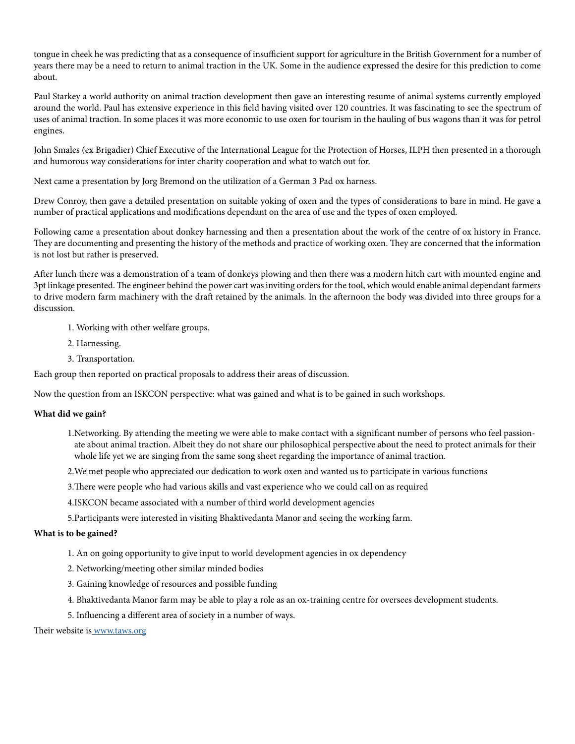tongue in cheek he was predicting that as a consequence of insufficient support for agriculture in the British Government for a number of years there may be a need to return to animal traction in the UK. Some in the audience expressed the desire for this prediction to come about.

Paul Starkey a world authority on animal traction development then gave an interesting resume of animal systems currently employed around the world. Paul has extensive experience in this field having visited over 120 countries. It was fascinating to see the spectrum of uses of animal traction. In some places it was more economic to use oxen for tourism in the hauling of bus wagons than it was for petrol engines.

John Smales (ex Brigadier) Chief Executive of the International League for the Protection of Horses, ILPH then presented in a thorough and humorous way considerations for inter charity cooperation and what to watch out for.

Next came a presentation by Jorg Bremond on the utilization of a German 3 Pad ox harness.

Drew Conroy, then gave a detailed presentation on suitable yoking of oxen and the types of considerations to bare in mind. He gave a number of practical applications and modifications dependant on the area of use and the types of oxen employed.

Following came a presentation about donkey harnessing and then a presentation about the work of the centre of ox history in France. They are documenting and presenting the history of the methods and practice of working oxen. They are concerned that the information is not lost but rather is preserved.

After lunch there was a demonstration of a team of donkeys plowing and then there was a modern hitch cart with mounted engine and 3pt linkage presented. The engineer behind the power cart was inviting orders for the tool, which would enable animal dependant farmers to drive modern farm machinery with the draft retained by the animals. In the afternoon the body was divided into three groups for a discussion.

1. Working with other welfare groups.
2. Harnessing.
3. Transportation.

Each group then reported on practical proposals to address their areas of discussion.

Now the question from an ISKCON perspective: what was gained and what is to be gained in such workshops.

**What did we gain?**

1. Networking. By attending the meeting we were able to make contact with a significant number of persons who feel passionate about animal traction. Albeit they do not share our philosophical perspective about the need to protect animals for their whole life yet we are singing from the same song sheet regarding the importance of animal traction.
2. We met people who appreciated our dedication to work oxen and wanted us to participate in various functions
3. There were people who had various skills and vast experience who we could call on as required
4. ISKCON became associated with a number of third world development agencies
5. Participants were interested in visiting Bhaktivedanta Manor and seeing the working farm.

**What is to be gained?**

1. An on going opportunity to give input to world development agencies in ox dependency
2. Networking/meeting other similar minded bodies
3. Gaining knowledge of resources and possible funding
4. Bhaktivedanta Manor farm may be able to play a role as an ox-training centre for oversees development students.
5. Influencing a different area of society in a number of ways.

Their website is [www.taws.org](http://www.taws.org)